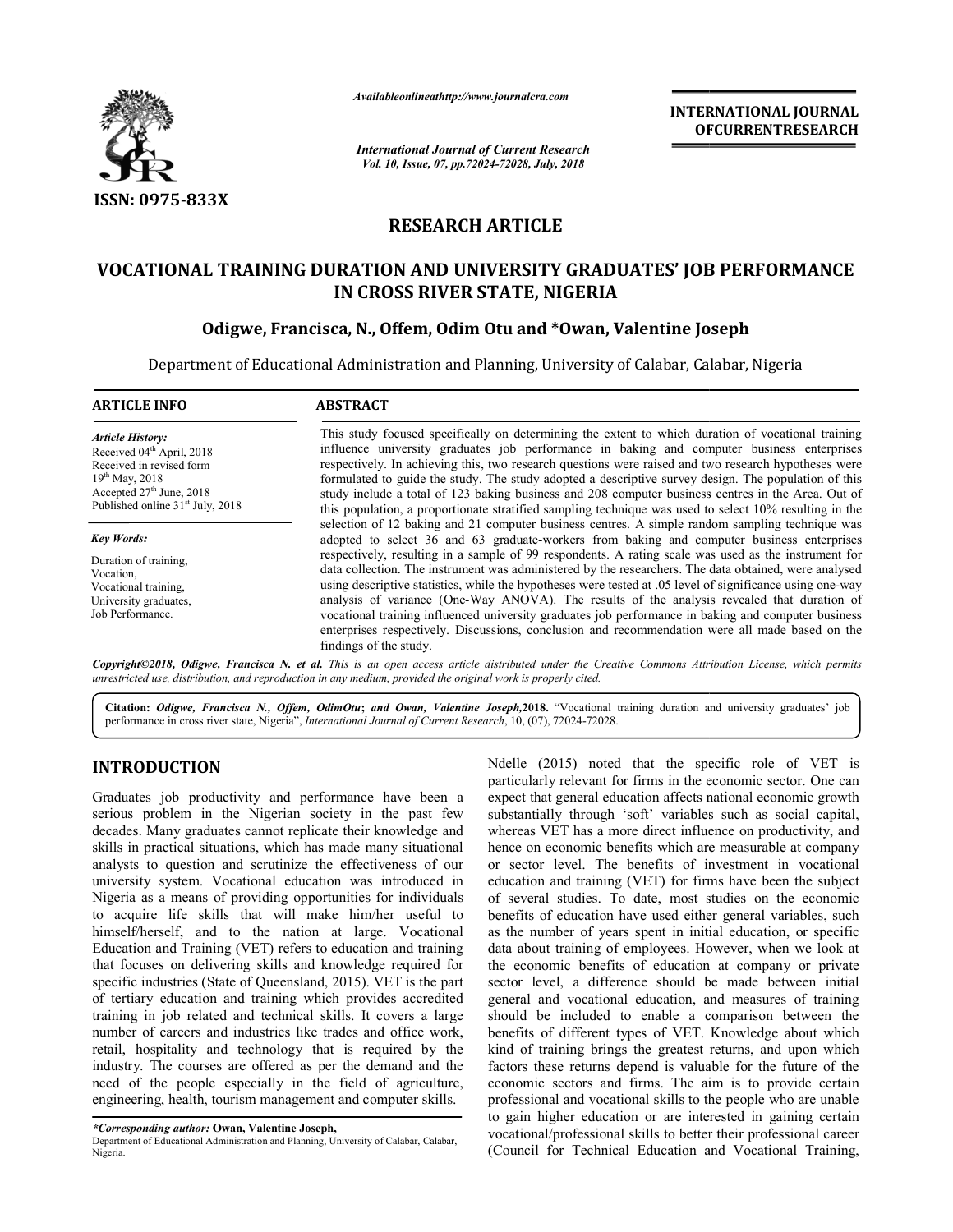# RESEARCH ARTICLE

# VOCATIONAL TRAINING DURATION AND UNIVERSITY GRADUATES' JOB PERFORMANCE IN CROSS RIVER STATE, NIGERIA

**Odigwe, Francisca, N., Offem, Odim Otu and *Owan, Valentine Joseph**

Department of Educational Administration and Planning, University of Calabar, Calabar, Nigeria

## ARTICLE INFO

*Article History:*
Received 04th April, 2018
Received in revised form 19th May, 2018
Accepted 27th June, 2018
Published online 31st July, 2018

*Key Words:*
Duration of training,
Vocation,
Vocational training,
University graduates,
Job Performance.

## ABSTRACT

This study focused specifically on determining the extent to which duration of vocational training influence university graduates job performance in baking and computer business enterprises respectively. In achieving this, two research questions were raised and two research hypotheses were formulated to guide the study. The study adopted a descriptive survey design. The population of this study include a total of 123 baking business and 208 computer business centres in the Area. Out of this population, a proportionate stratified sampling technique was used to select 10% resulting in the selection of 12 baking and 21 computer business centres. A simple random sampling technique was adopted to select 36 and 63 graduate-workers from baking and computer business enterprises respectively, resulting in a sample of 99 respondents. A rating scale was used as the instrument for data collection. The instrument was administered by the researchers. The data obtained, were analysed using descriptive statistics, while the hypotheses were tested at .05 level of significance using one-way analysis of variance (One-Way ANOVA). The results of the analysis revealed that duration of vocational training influenced university graduates job performance in baking and computer business enterprises respectively. Discussions, conclusion and recommendation were all made based on the findings of the study.

*Copyright©2018, Odigwe, Francisca N. et al. This is an open access article distributed under the Creative Commons Attribution License, which permits unrestricted use, distribution, and reproduction in any medium, provided the original work is properly cited.*

**Citation:** *Odigwe, Francisca N., Offem, OdimOtu; and Owan, Valentine Joseph,*2018. "Vocational training duration and university graduates' job performance in cross river state, Nigeria", *International Journal of Current Research*, 10, (07), 72024-72028.

## INTRODUCTION

Graduates job productivity and performance have been a serious problem in the Nigerian society in the past few decades. Many graduates cannot replicate their knowledge and skills in practical situations, which has made many situational analysts to question and scrutinize the effectiveness of our university system. Vocational education was introduced in Nigeria as a means of providing opportunities for individuals to acquire life skills that will make him/her useful to himself/herself, and to the nation at large. Vocational Education and Training (VET) refers to education and training that focuses on delivering skills and knowledge required for specific industries (State of Queensland, 2015). VET is the part of tertiary education and training which provides accredited training in job related and technical skills. It covers a large number of careers and industries like trades and office work, retail, hospitality and technology that is required by the industry. The courses are offered as per the demand and the need of the people especially in the field of agriculture, engineering, health, tourism management and computer skills.

Ndelle (2015) noted that the specific role of VET is particularly relevant for firms in the economic sector. One can expect that general education affects national economic growth substantially through 'soft' variables such as social capital, whereas VET has a more direct influence on productivity, and hence on economic benefits which are measurable at company or sector level. The benefits of investment in vocational education and training (VET) for firms have been the subject of several studies. To date, most studies on the economic benefits of education have used either general variables, such as the number of years spent in initial education, or specific data about training of employees. However, when we look at the economic benefits of education at company or private sector level, a difference should be made between initial general and vocational education, and measures of training should be included to enable a comparison between the benefits of different types of VET. Knowledge about which kind of training brings the greatest returns, and upon which factors these returns depend is valuable for the future of certain economic sectors and firms. The aim is to provide certain professional and vocational skills to the people who are unable to gain higher education or are interested in gaining certain vocational/professional skills to better their professional career (Council for Technical Education and Vocational Training,

*\*Corresponding author:* **Owan, Valentine Joseph,**
Department of Educational Administration and Planning, University of Calabar, Calabar, Nigeria.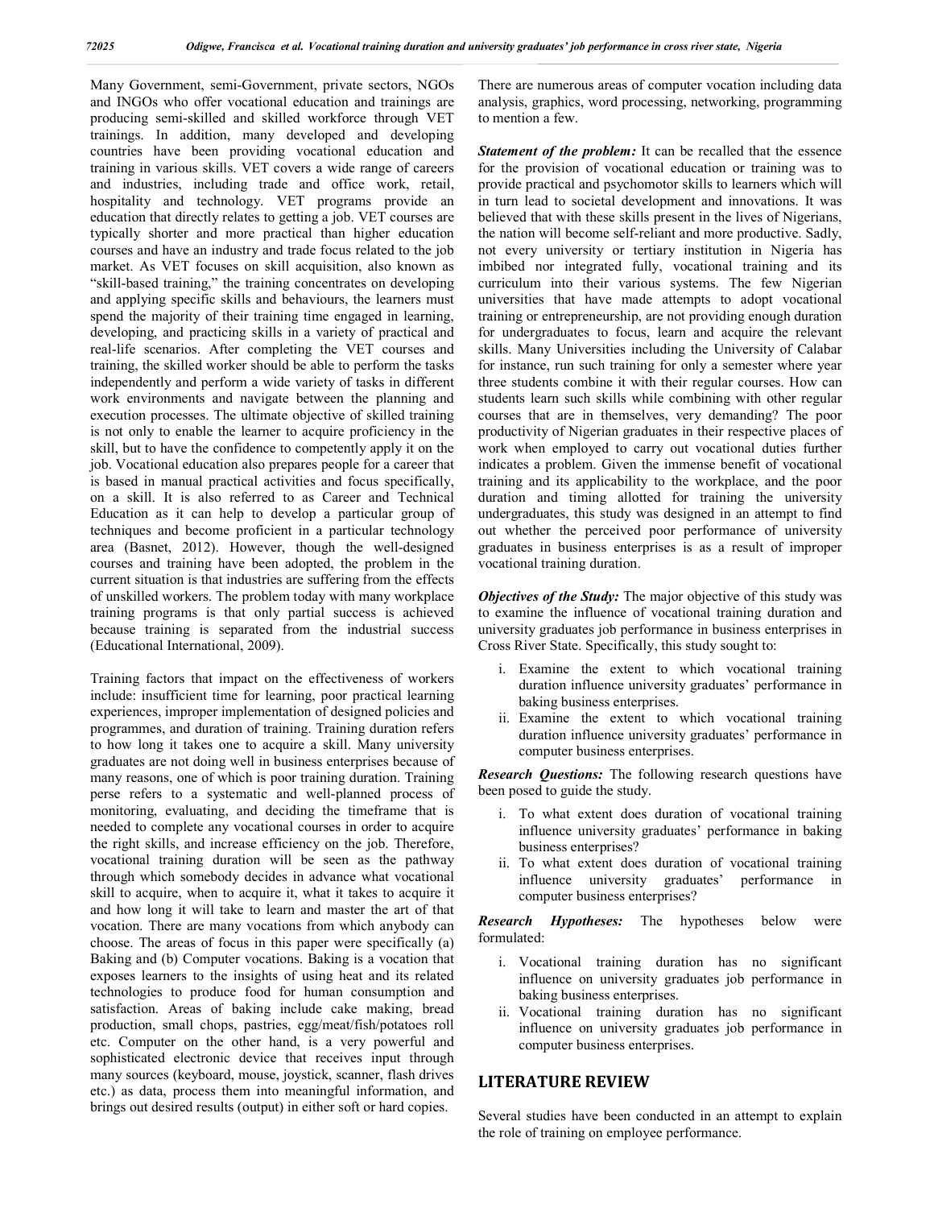Many Government, semi-Government, private sectors, NGOs and INGOs who offer vocational education and trainings are producing semi-skilled and skilled workforce through VET trainings. In addition, many developed and developing countries have been providing vocational education and training in various skills. VET covers a wide range of careers and industries, including trade and office work, retail, hospitality and technology. VET programs provide an education that directly relates to getting a job. VET courses are typically shorter and more practical than higher education courses and have an industry and trade focus related to the job market. As VET focuses on skill acquisition, also known as "skill-based training," the training concentrates on developing and applying specific skills and behaviours, the learners must spend the majority of their training time engaged in learning, developing, and practicing skills in a variety of practical and real-life scenarios. After completing the VET courses and training, the skilled worker should be able to perform the tasks independently and perform a wide variety of tasks in different work environments and navigate between the planning and execution processes. The ultimate objective of skilled training is not only to enable the learner to acquire proficiency in the skill, but to have the confidence to competently apply it on the job. Vocational education also prepares people for a career that is based in manual practical activities and focus specifically, on a skill. It is also referred to as Career and Technical Education as it can help to develop a particular group of techniques and become proficient in a particular technology area (Basnet, 2012). However, though the well-designed courses and training have been adopted, the problem in the current situation is that industries are suffering from the effects of unskilled workers. The problem today with many workplace training programs is that only partial success is achieved because training is separated from the industrial success (Educational International, 2009).

Training factors that impact on the effectiveness of workers include: insufficient time for learning, poor practical learning experiences, improper implementation of designed policies and programmes, and duration of training. Training duration refers to how long it takes one to acquire a skill. Many university graduates are not doing well in business enterprises because of many reasons, one of which is poor training duration. Training perse refers to a systematic and well-planned process of monitoring, evaluating, and deciding the timeframe that is needed to complete any vocational courses in order to acquire the right skills, and increase efficiency on the job. Therefore, vocational training duration will be seen as the pathway through which somebody decides in advance what vocational skill to acquire, when to acquire it, what it takes to acquire it and how long it will take to learn and master the art of that vocation. There are many vocations from which anybody can choose. The areas of focus in this paper were specifically (a) Baking and (b) Computer vocations. Baking is a vocation that exposes learners to the insights of using heat and its related technologies to produce food for human consumption and satisfaction. Areas of baking include cake making, bread production, small chops, pastries, egg/meat/fish/potatoes roll etc. Computer on the other hand, is a very powerful and sophisticated electronic device that receives input through many sources (keyboard, mouse, joystick, scanner, flash drives etc.) as data, process them into meaningful information, and brings out desired results (output) in either soft or hard copies. There are numerous areas of computer vocation including data analysis, graphics, word processing, networking, programming to mention a few.

***Statement of the problem:*** It can be recalled that the essence for the provision of vocational education or training was to provide practical and psychomotor skills to learners which will in turn lead to societal development and innovations. It was believed that with these skills present in the lives of Nigerians, the nation will become self-reliant and more productive. Sadly, not every university or tertiary institution in Nigeria has imbibed nor integrated fully, vocational training and its curriculum into their various systems. The few Nigerian universities that have made attempts to adopt vocational training or entrepreneurship, are not providing enough duration for undergraduates to focus, learn and acquire the relevant skills. Many Universities including the University of Calabar for instance, run such training for only a semester where year three students combine it with their regular courses. How can students learn such skills while combining with other regular courses that are in themselves, very demanding? The poor productivity of Nigerian graduates in their respective places of work when employed to carry out vocational duties further indicates a problem. Given the immense benefit of vocational training and its applicability to the workplace, and the poor duration and timing allotted for training the university undergraduates, this study was designed in an attempt to find out whether the perceived poor performance of university graduates in business enterprises is as a result of improper vocational training duration.

***Objectives of the Study:*** The major objective of this study was to examine the influence of vocational training duration and university graduates job performance in business enterprises in Cross River State. Specifically, this study sought to:

i. Examine the extent to which vocational training duration influence university graduates' performance in baking business enterprises.
ii. Examine the extent to which vocational training duration influence university graduates' performance in computer business enterprises.

***Research Questions:*** The following research questions have been posed to guide the study.

i. To what extent does duration of vocational training influence university graduates' performance in baking business enterprises?
ii. To what extent does duration of vocational training influence university graduates' performance in computer business enterprises?

***Research Hypotheses:*** The hypotheses below were formulated:

i. Vocational training duration has no significant influence on university graduates job performance in baking business enterprises.
ii. Vocational training duration has no significant influence on university graduates job performance in computer business enterprises.

## LITERATURE REVIEW

Several studies have been conducted in an attempt to explain the role of training on employee performance.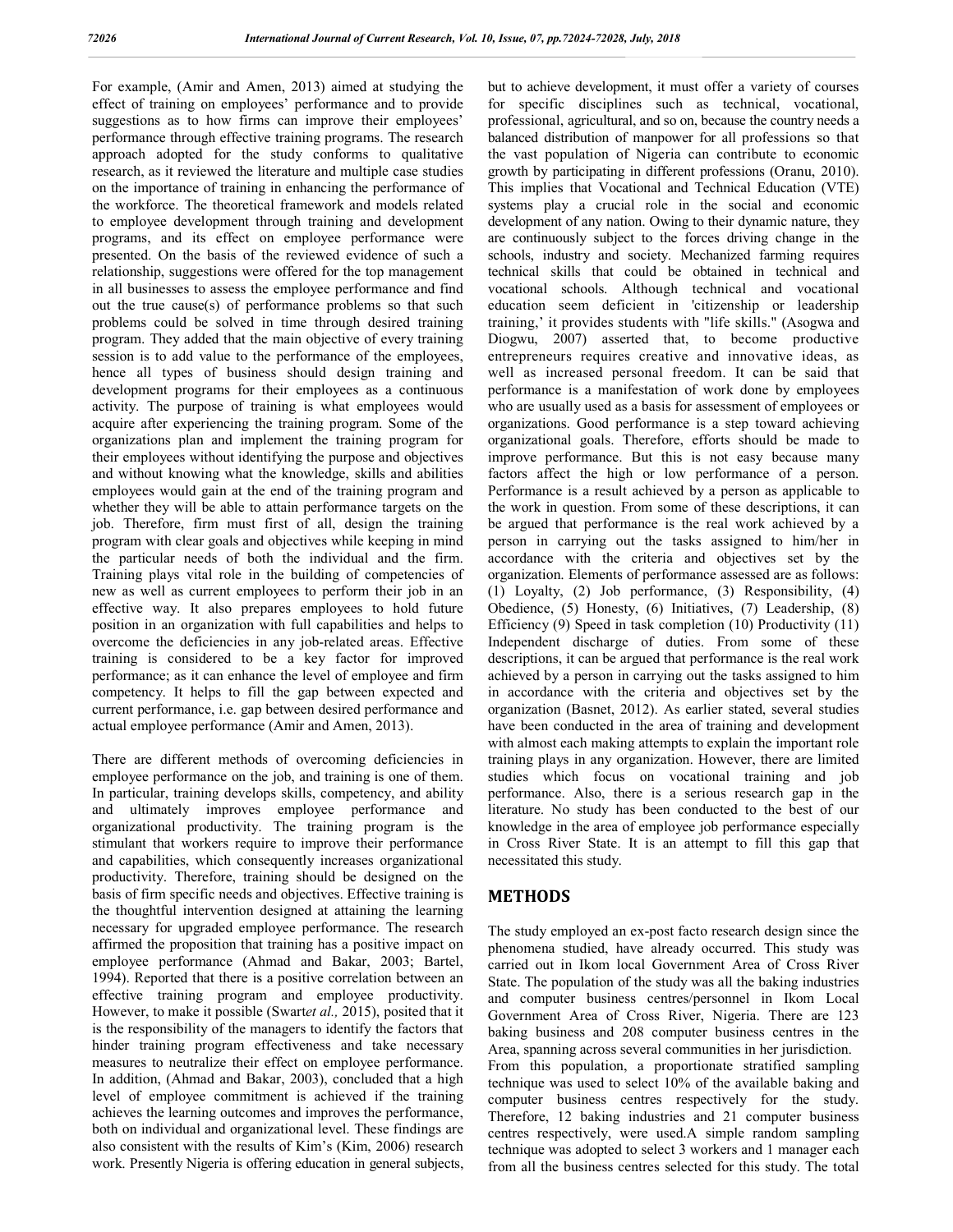For example, (Amir and Amen, 2013) aimed at studying the effect of training on employees' performance and to provide suggestions as to how firms can improve their employees' performance through effective training programs. The research approach adopted for the study conforms to qualitative research, as it reviewed the literature and multiple case studies on the importance of training in enhancing the performance of the workforce. The theoretical framework and models related to employee development through training and development programs, and its effect on employee performance were presented. On the basis of the reviewed evidence of such a relationship, suggestions were offered for the top management in all businesses to assess the employee performance and find out the true cause(s) of performance problems so that such problems could be solved in time through desired training program. They added that the main objective of every training session is to add value to the performance of the employees, hence all types of business should design training and development programs for their employees as a continuous activity. The purpose of training is what employees would acquire after experiencing the training program. Some of the organizations plan and implement the training program for their employees without identifying the purpose and objectives and without knowing what the knowledge, skills and abilities employees would gain at the end of the training program and whether they will be able to attain performance targets on the job. Therefore, firm must first of all, design the training program with clear goals and objectives while keeping in mind the particular needs of both the individual and the firm. Training plays vital role in the building of competencies of new as well as current employees to perform their job in an effective way. It also prepares employees to hold future position in an organization with full capabilities and helps to overcome the deficiencies in any job-related areas. Effective training is considered to be a key factor for improved performance; as it can enhance the level of employee and firm competency. It helps to fill the gap between expected and current performance, i.e. gap between desired performance and actual employee performance (Amir and Amen, 2013).

There are different methods of overcoming deficiencies in employee performance on the job, and training is one of them. In particular, training develops skills, competency, and ability and ultimately improves employee performance and organizational productivity. The training program is the stimulant that workers require to improve their performance and capabilities, which consequently increases organizational productivity. Therefore, training should be designed on the basis of firm specific needs and objectives. Effective training is the thoughtful intervention designed at attaining the learning necessary for upgraded employee performance. The research affirmed the proposition that training has a positive impact on employee performance (Ahmad and Bakar, 2003; Bartel, 1994). Reported that there is a positive correlation between an effective training program and employee productivity. However, to make it possible (Swart*et al.,* 2015), posited that it is the responsibility of the managers to identify the factors that hinder training program effectiveness and take necessary measures to neutralize their effect on employee performance. In addition, (Ahmad and Bakar, 2003), concluded that a high level of employee commitment is achieved if the training achieves the learning outcomes and improves the performance, both on individual and organizational level. These findings are also consistent with the results of Kim's (Kim, 2006) research work. Presently Nigeria is offering education in general subjects, but to achieve development, it must offer a variety of courses for specific disciplines such as technical, vocational, professional, agricultural, and so on, because the country needs a balanced distribution of manpower for all professions so that the vast population of Nigeria can contribute to economic growth by participating in different professions (Oranu, 2010). This implies that Vocational and Technical Education (VTE) systems play a crucial role in the social and economic development of any nation. Owing to their dynamic nature, they are continuously subject to the forces driving change in the schools, industry and society. Mechanized farming requires technical skills that could be obtained in technical and vocational schools. Although technical and vocational education seem deficient in 'citizenship or leadership training,' it provides students with "life skills." (Asogwa and Diogwu, 2007) asserted that, to become productive entrepreneurs requires creative and innovative ideas, as well as increased personal freedom. It can be said that performance is a manifestation of work done by employees who are usually used as a basis for assessment of employees or organizations. Good performance is a step toward achieving organizational goals. Therefore, efforts should be made to improve performance. But this is not easy because many factors affect the high or low performance of a person. Performance is a result achieved by a person as applicable to the work in question. From some of these descriptions, it can be argued that performance is the real work achieved by a person in carrying out the tasks assigned to him/her in accordance with the criteria and objectives set by the organization. Elements of performance assessed are as follows: (1) Loyalty, (2) Job performance, (3) Responsibility, (4) Obedience, (5) Honesty, (6) Initiatives, (7) Leadership, (8) Efficiency (9) Speed in task completion (10) Productivity (11) Independent discharge of duties. From some of these descriptions, it can be argued that performance is the real work achieved by a person in carrying out the tasks assigned to him in accordance with the criteria and objectives set by the organization (Basnet, 2012). As earlier stated, several studies have been conducted in the area of training and development with almost each making attempts to explain the important role training plays in any organization. However, there are limited studies which focus on vocational training and job performance. Also, there is a serious research gap in the literature. No study has been conducted to the best of our knowledge in the area of employee job performance especially in Cross River State. It is an attempt to fill this gap that necessitated this study.

## METHODS

The study employed an ex-post facto research design since the phenomena studied, have already occurred. This study was carried out in Ikom local Government Area of Cross River State. The population of the study was all the baking industries and computer business centres/personnel in Ikom Local Government Area of Cross River, Nigeria. There are 123 baking business and 208 computer business centres in the Area, spanning across several communities in her jurisdiction.

From this population, a proportionate stratified sampling technique was used to select 10% of the available baking and computer business centres respectively for the study. Therefore, 12 baking industries and 21 computer business centres respectively, were used.A simple random sampling technique was adopted to select 3 workers and 1 manager each from all the business centres selected for this study. The total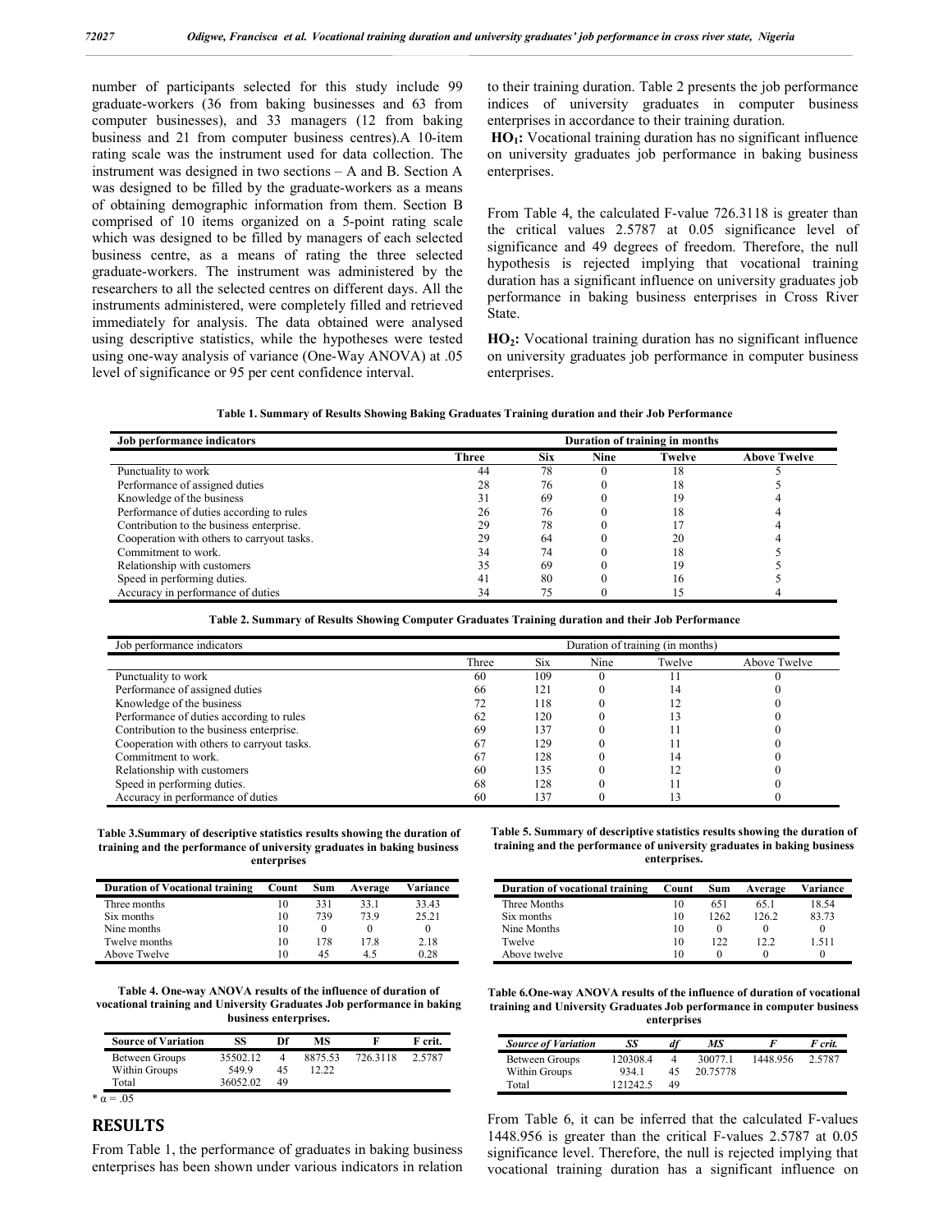number of participants selected for this study include 99 graduate-workers (36 from baking businesses and 63 from computer businesses), and 33 managers (12 from baking business and 21 from computer business centres).A 10-item rating scale was the instrument used for data collection. The instrument was designed in two sections – A and B. Section A was designed to be filled by the graduate-workers as a means of obtaining demographic information from them. Section B comprised of 10 items organized on a 5-point rating scale which was designed to be filled by managers of each selected business centre, as a means of rating the three selected graduate-workers. The instrument was administered by the researchers to all the selected centres on different days. All the instruments administered, were completely filled and retrieved immediately for analysis. The data obtained were analysed using descriptive statistics, while the hypotheses were tested using one-way analysis of variance (One-Way ANOVA) at .05 level of significance or 95 per cent confidence interval.

**Table 1. Summary of Results Showing Baking Graduates Training duration and their Job Performance**

| Job performance indicators | Duration of training in months | | | | |
|---|---|---|---|---|---|
| | Three | Six | Nine | Twelve | Above Twelve |
| Punctuality to work | 44 | 78 | 0 | 18 | 5 |
| Performance of assigned duties | 28 | 76 | 0 | 18 | 5 |
| Knowledge of the business | 31 | 69 | 0 | 19 | 4 |
| Performance of duties according to rules | 26 | 76 | 0 | 18 | 4 |
| Contribution to the business enterprise. | 29 | 78 | 0 | 17 | 4 |
| Cooperation with others to carryout tasks. | 29 | 64 | 0 | 20 | 4 |
| Commitment to work. | 34 | 74 | 0 | 18 | 5 |
| Relationship with customers | 35 | 69 | 0 | 19 | 5 |
| Speed in performing duties. | 41 | 80 | 0 | 16 | 5 |
| Accuracy in performance of duties | 34 | 75 | 0 | 15 | 4 |

**Table 2. Summary of Results Showing Computer Graduates Training duration and their Job Performance**

| Job performance indicators | Duration of training (in months) | | | | |
|---|---|---|---|---|---|
| | Three | Six | Nine | Twelve | Above Twelve |
| Punctuality to work | 60 | 109 | 0 | 11 | 0 |
| Performance of assigned duties | 66 | 121 | 0 | 14 | 0 |
| Knowledge of the business | 72 | 118 | 0 | 12 | 0 |
| Performance of duties according to rules | 62 | 120 | 0 | 13 | 0 |
| Contribution to the business enterprise. | 69 | 137 | 0 | 11 | 0 |
| Cooperation with others to carryout tasks. | 67 | 129 | 0 | 11 | 0 |
| Commitment to work. | 67 | 128 | 0 | 14 | 0 |
| Relationship with customers | 60 | 135 | 0 | 12 | 0 |
| Speed in performing duties. | 68 | 128 | 0 | 11 | 0 |
| Accuracy in performance of duties | 60 | 137 | 0 | 13 | 0 |

**Table 3.Summary of descriptive statistics results showing the duration of training and the performance of university graduates in baking business enterprises**

| Duration of Vocational training | Count | Sum | Average | Variance |
|---|---|---|---|---|
| Three months | 10 | 331 | 33.1 | 33.43 |
| Six months | 10 | 739 | 73.9 | 25.21 |
| Nine months | 10 | 0 | 0 | 0 |
| Twelve months | 10 | 178 | 17.8 | 2.18 |
| Above Twelve | 10 | 45 | 4.5 | 0.28 |

**Table 4. One-way ANOVA results of the influence of duration of vocational training and University Graduates Job performance in baking business enterprises.**

| Source of Variation | SS | Df | MS | F | F crit. |
|---|---|---|---|---|---|
| Between Groups | 35502.12 | 4 | 8875.53 | 726.3118 | 2.5787 |
| Within Groups | 549.9 | 45 | 12.22 | | |
| Total | 36052.02 | 49 | | | |

* $\alpha = .05$

## RESULTS

From Table 1, the performance of graduates in baking business enterprises has been shown under various indicators in relation to their training duration. Table 2 presents the job performance indices of university graduates in computer business enterprises in accordance to their training duration.

**HO$_1$:** Vocational training duration has no significant influence on university graduates job performance in baking business enterprises.

From Table 4, the calculated F-value 726.3118 is greater than the critical values 2.5787 at 0.05 significance level of significance and 49 degrees of freedom. Therefore, the null hypothesis is rejected implying that vocational training duration has a significant influence on university graduates job performance in baking business enterprises in Cross River State.

**HO$_2$:** Vocational training duration has no significant influence on university graduates job performance in computer business enterprises.

**Table 5. Summary of descriptive statistics results showing the duration of training and the performance of university graduates in baking business enterprises.**

| Duration of vocational training | Count | Sum | Average | Variance |
|---|---|---|---|---|
| Three Months | 10 | 651 | 65.1 | 18.54 |
| Six months | 10 | 1262 | 126.2 | 83.73 |
| Nine Months | 10 | 0 | 0 | 0 |
| Twelve | 10 | 122 | 12.2 | 1.511 |
| Above twelve | 10 | 0 | 0 | 0 |

**Table 6.One-way ANOVA results of the influence of duration of vocational training and University Graduates Job performance in computer business enterprises**

| *Source of Variation* | *SS* | *df* | *MS* | *F* | *F crit.* |
|---|---|---|---|---|---|
| Between Groups | 120308.4 | 4 | 30077.1 | 1448.956 | 2.5787 |
| Within Groups | 934.1 | 45 | 20.75778 | | |
| Total | 121242.5 | 49 | | | |

From Table 6, it can be inferred that the calculated F-values 1448.956 is greater than the critical F-values 2.5787 at 0.05 significance level. Therefore, the null is rejected implying that vocational training duration has a significant influence on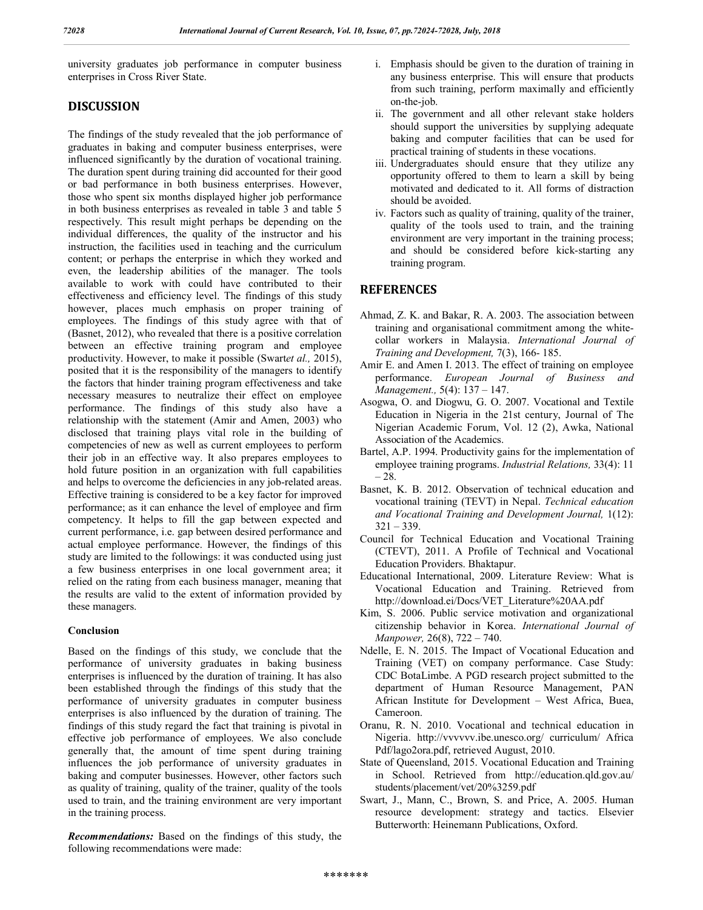university graduates job performance in computer business enterprises in Cross River State.

## DISCUSSION

The findings of the study revealed that the job performance of graduates in baking and computer business enterprises, were influenced significantly by the duration of vocational training. The duration spent during training did accounted for their good or bad performance in both business enterprises. However, those who spent six months displayed higher job performance in both business enterprises as revealed in table 3 and table 5 respectively. This result might perhaps be depending on the individual differences, the quality of the instructor and his instruction, the facilities used in teaching and the curriculum content; or perhaps the enterprise in which they worked and even, the leadership abilities of the manager. The tools available to work with could have contributed to their effectiveness and efficiency level. The findings of this study however, places much emphasis on proper training of employees. The findings of this study agree with that of (Basnet, 2012), who revealed that there is a positive correlation between an effective training program and employee productivity. However, to make it possible (Swart*et al.,* 2015), posited that it is the responsibility of the managers to identify the factors that hinder training program effectiveness and take necessary measures to neutralize their effect on employee performance. The findings of this study also have a relationship with the statement (Amir and Amen, 2003) who disclosed that training plays vital role in the building of competencies of new as well as current employees to perform their job in an effective way. It also prepares employees to hold future position in an organization with full capabilities and helps to overcome the deficiencies in any job-related areas. Effective training is considered to be a key factor for improved performance; as it can enhance the level of employee and firm competency. It helps to fill the gap between expected and current performance, i.e. gap between desired performance and actual employee performance. However, the findings of this study are limited to the followings: it was conducted using just a few business enterprises in one local government area; it relied on the rating from each business manager, meaning that the results are valid to the extent of information provided by these managers.

### Conclusion

Based on the findings of this study, we conclude that the performance of university graduates in baking business enterprises is influenced by the duration of training. It has also been established through the findings of this study that the performance of university graduates in computer business enterprises is also influenced by the duration of training. The findings of this study regard the fact that training is pivotal in effective job performance of employees. We also conclude generally that, the amount of time spent during training influences the job performance of university graduates in baking and computer businesses. However, other factors such as quality of training, quality of the trainer, quality of the tools used to train, and the training environment are very important in the training process.

***Recommendations:*** Based on the findings of this study, the following recommendations were made:

i. Emphasis should be given to the duration of training in any business enterprise. This will ensure that products from such training, perform maximally and efficiently on-the-job.

ii. The government and all other relevant stake holders should support the universities by supplying adequate baking and computer facilities that can be used for practical training of students in these vocations.

iii. Undergraduates should ensure that they utilize any opportunity offered to them to learn a skill by being motivated and dedicated to it. All forms of distraction should be avoided.

iv. Factors such as quality of training, quality of the trainer, quality of the tools used to train, and the training environment are very important in the training process; and should be considered before kick-starting any training program.

## REFERENCES

Ahmad, Z. K. and Bakar, R. A. 2003. The association between training and organisational commitment among the white-collar workers in Malaysia. *International Journal of Training and Development,* 7(3), 166- 185.

Amir E. and Amen I. 2013. The effect of training on employee performance. *European Journal of Business and Management.,* 5(4): 137 – 147.

Asogwa, O. and Diogwu, G. O. 2007. Vocational and Textile Education in Nigeria in the 21st century, Journal of The Nigerian Academic Forum, Vol. 12 (2), Awka, National Association of the Academics.

Bartel, A.P. 1994. Productivity gains for the implementation of employee training programs. *Industrial Relations,* 33(4): 11 – 28.

Basnet, K. B. 2012. Observation of technical education and vocational training (TEVT) in Nepal. *Technical education and Vocational Training and Development Journal,* 1(12): 321 – 339.

Council for Technical Education and Vocational Training (CTEVT), 2011. A Profile of Technical and Vocational Education Providers. Bhaktapur.

Educational International, 2009. Literature Review: What is Vocational Education and Training. Retrieved from http://download.ei/Docs/VET_Literature%20AA.pdf

Kim, S. 2006. Public service motivation and organizational citizenship behavior in Korea. *International Journal of Manpower,* 26(8), 722 – 740.

Ndelle, E. N. 2015. The Impact of Vocational Education and Training (VET) on company performance. Case Study: CDC BotaLimbe. A PGD research project submitted to the department of Human Resource Management, PAN African Institute for Development – West Africa, Buea, Cameroon.

Oranu, R. N. 2010. Vocational and technical education in Nigeria. http://vvvvvv.ibe.unesco.org/ curriculum/ Africa Pdf/lago2ora.pdf, retrieved August, 2010.

State of Queensland, 2015. Vocational Education and Training in School. Retrieved from http://education.qld.gov.au/ students/placement/vet/20%3259.pdf

Swart, J., Mann, C., Brown, S. and Price, A. 2005. Human resource development: strategy and tactics. Elsevier Butterworth: Heinemann Publications, Oxford.

\*\*\*\*\*\*\*